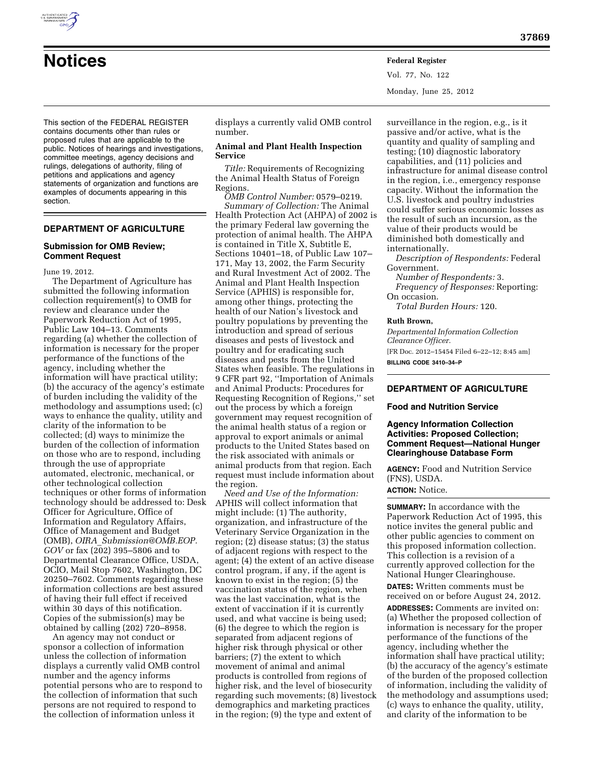# Notices

This section of the FEDERAL REGISTER contains documents other than rules or proposed rules that are applicable to the public. Notices of hearings and investigations, committee meetings, agency decisions and rulings, delegations of authority, filing of petitions and applications and agency statements of organization and functions are examples of documents appearing in this section.

## DEPARTMENT OF AGRICULTURE

### Submission for OMB Review; Comment Request

June 19, 2012.

The Department of Agriculture has submitted the following information collection requirement(s) to OMB for review and clearance under the Paperwork Reduction Act of 1995, Public Law 104–13. Comments regarding (a) whether the collection of information is necessary for the proper performance of the functions of the agency, including whether the information will have practical utility; (b) the accuracy of the agency's estimate of burden including the validity of the methodology and assumptions used; (c) ways to enhance the quality, utility and clarity of the information to be collected; (d) ways to minimize the burden of the collection of information on those who are to respond, including through the use of appropriate automated, electronic, mechanical, or other technological collection techniques or other forms of information technology should be addressed to: Desk Officer for Agriculture, Office of Information and Regulatory Affairs, Office of Management and Budget (OMB), *OIRA_Submission@OMB.EOP.GOV* or fax (202) 395–5806 and to Departmental Clearance Office, USDA, OCIO, Mail Stop 7602, Washington, DC 20250–7602. Comments regarding these information collections are best assured of having their full effect if received within 30 days of this notification. Copies of the submission(s) may be obtained by calling (202) 720–8958.

An agency may not conduct or sponsor a collection of information unless the collection of information displays a currently valid OMB control number and the agency informs potential persons who are to respond to the collection of information that such persons are not required to respond to the collection of information unless it displays a currently valid OMB control number.

**Animal and Plant Health Inspection Service**

*Title:* Requirements of Recognizing the Animal Health Status of Foreign Regions.

*OMB Control Number:* 0579–0219.

*Summary of Collection:* The Animal Health Protection Act (AHPA) of 2002 is the primary Federal law governing the protection of animal health. The AHPA is contained in Title X, Subtitle E, Sections 10401–18, of Public Law 107–171, May 13, 2002, the Farm Security and Rural Investment Act of 2002. The Animal and Plant Health Inspection Service (APHIS) is responsible for, among other things, protecting the health of our Nation's livestock and poultry populations by preventing the introduction and spread of serious diseases and pests of livestock and poultry and for eradicating such diseases and pests from the United States when feasible. The regulations in 9 CFR part 92, ''Importation of Animals and Animal Products: Procedures for Requesting Recognition of Regions,'' set out the process by which a foreign government may request recognition of the animal health status of a region or approval to export animals or animal products to the United States based on the risk associated with animals or animal products from that region. Each request must include information about the region.

*Need and Use of the Information:* APHIS will collect information that might include: (1) The authority, organization, and infrastructure of the Veterinary Service Organization in the region; (2) disease status; (3) the status of adjacent regions with respect to the agent; (4) the extent of an active disease control program, if any, if the agent is known to exist in the region; (5) the vaccination status of the region, when was the last vaccination, what is the extent of vaccination if it is currently used, and what vaccine is being used; (6) the degree to which the region is separated from adjacent regions of higher risk through physical or other barriers; (7) the extent to which movement of animal and animal products is controlled from regions of higher risk, and the level of biosecurity regarding such movements; (8) livestock demographics and marketing practices in the region; (9) the type and extent of surveillance in the region, e.g., is it passive and/or active, what is the quantity and quality of sampling and testing; (10) diagnostic laboratory capabilities, and (11) policies and infrastructure for animal disease control in the region, i.e., emergency response capacity. Without the information the U.S. livestock and poultry industries could suffer serious economic losses as the result of such an incursion, as the value of their products would be diminished both domestically and internationally.

*Description of Respondents:* Federal Government.

*Number of Respondents:* 3.

*Frequency of Responses:* Reporting: On occasion.

*Total Burden Hours:* 120.

**Ruth Brown,**

*Departmental Information Collection Clearance Officer.*

[FR Doc. 2012–15454 Filed 6–22–12; 8:45 am]

**BILLING CODE 3410–34–P**

## DEPARTMENT OF AGRICULTURE

### Food and Nutrition Service

### Agency Information Collection Activities: Proposed Collection; Comment Request—National Hunger Clearinghouse Database Form

**AGENCY:** Food and Nutrition Service (FNS), USDA.

**ACTION:** Notice.

**SUMMARY:** In accordance with the Paperwork Reduction Act of 1995, this notice invites the general public and other public agencies to comment on this proposed information collection. This collection is a revision of a currently approved collection for the National Hunger Clearinghouse.

**DATES:** Written comments must be received on or before August 24, 2012.

**ADDRESSES:** Comments are invited on: (a) Whether the proposed collection of information is necessary for the proper performance of the functions of the agency, including whether the information shall have practical utility; (b) the accuracy of the agency's estimate of the burden of the proposed collection of information, including the validity of the methodology and assumptions used; (c) ways to enhance the quality, utility, and clarity of the information to be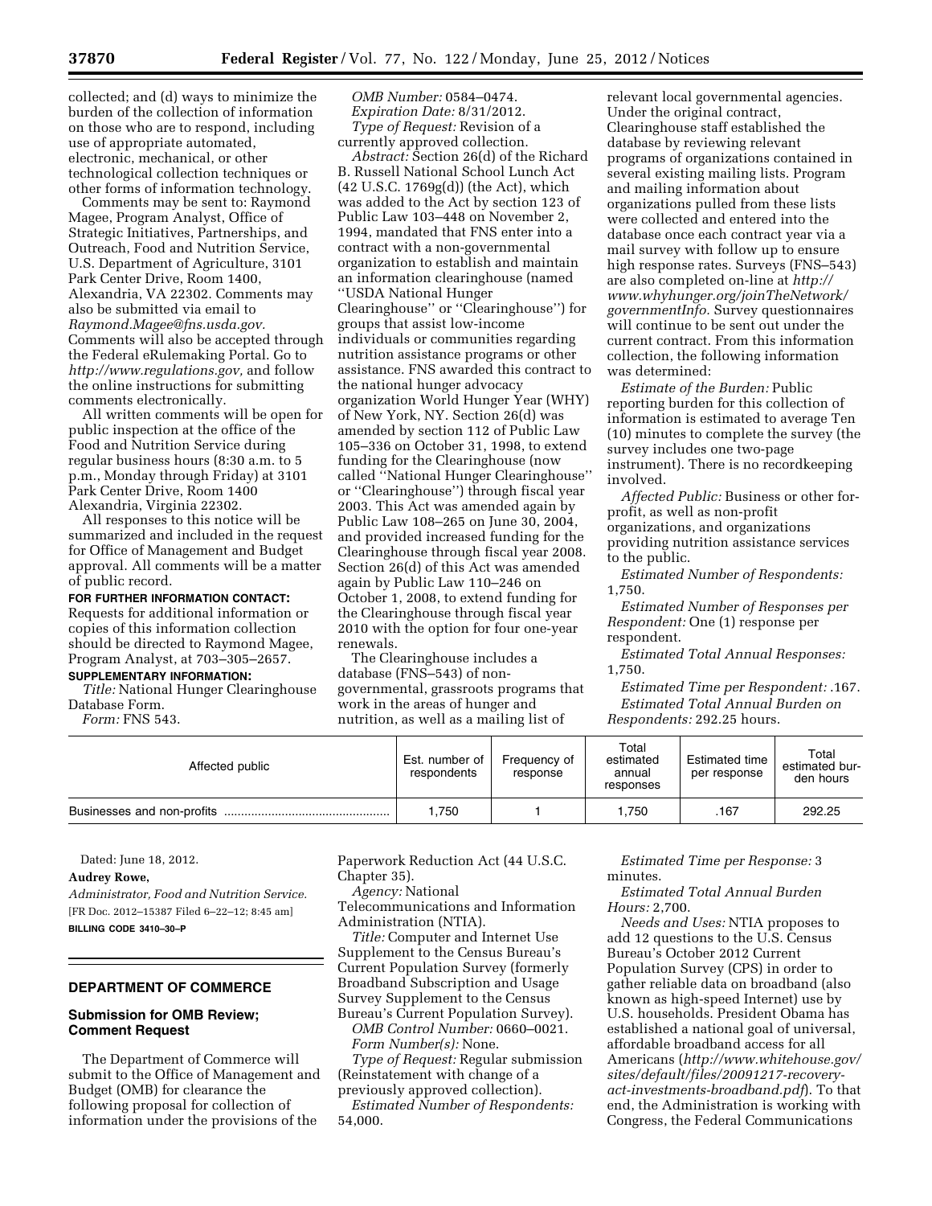collected; and (d) ways to minimize the burden of the collection of information on those who are to respond, including use of appropriate automated, electronic, mechanical, or other technological collection techniques or other forms of information technology.

Comments may be sent to: Raymond Magee, Program Analyst, Office of Strategic Initiatives, Partnerships, and Outreach, Food and Nutrition Service, U.S. Department of Agriculture, 3101 Park Center Drive, Room 1400, Alexandria, VA 22302. Comments may also be submitted via email to *Raymond.Magee@fns.usda.gov.* Comments will also be accepted through the Federal eRulemaking Portal. Go to *http://www.regulations.gov,* and follow the online instructions for submitting comments electronically.

All written comments will be open for public inspection at the office of the Food and Nutrition Service during regular business hours (8:30 a.m. to 5 p.m., Monday through Friday) at 3101 Park Center Drive, Room 1400 Alexandria, Virginia 22302.

All responses to this notice will be summarized and included in the request for Office of Management and Budget approval. All comments will be a matter of public record.

**FOR FURTHER INFORMATION CONTACT:** Requests for additional information or copies of this information collection should be directed to Raymond Magee, Program Analyst, at 703–305–2657.

**SUPPLEMENTARY INFORMATION:**

*Title:* National Hunger Clearinghouse Database Form.

*Form:* FNS 543.

*OMB Number:* 0584–0474.

*Expiration Date:* 8/31/2012.

*Type of Request:* Revision of a currently approved collection.

*Abstract:* Section 26(d) of the Richard B. Russell National School Lunch Act (42 U.S.C. 1769g(d)) (the Act), which was added to the Act by section 123 of Public Law 103–448 on November 2, 1994, mandated that FNS enter into a contract with a non-governmental organization to establish and maintain an information clearinghouse (named ''USDA National Hunger Clearinghouse'' or ''Clearinghouse'') for groups that assist low-income individuals or communities regarding nutrition assistance programs or other assistance. FNS awarded this contract to the national hunger advocacy organization World Hunger Year (WHY) of New York, NY. Section 26(d) was amended by section 112 of Public Law 105–336 on October 31, 1998, to extend funding for the Clearinghouse (now called ''National Hunger Clearinghouse'' or ''Clearinghouse'') through fiscal year 2003. This Act was amended again by Public Law 108–265 on June 30, 2004, and provided increased funding for the Clearinghouse through fiscal year 2008. Section 26(d) of this Act was amended again by Public Law 110–246 on October 1, 2008, to extend funding for the Clearinghouse through fiscal year 2010 with the option for four one-year renewals.

The Clearinghouse includes a database (FNS–543) of non-governmental, grassroots programs that work in the areas of hunger and nutrition, as well as a mailing list of relevant local governmental agencies. Under the original contract, Clearinghouse staff established the database by reviewing relevant programs of organizations contained in several existing mailing lists. Program and mailing information about organizations pulled from these lists were collected and entered into the database once each contract year via a mail survey with follow up to ensure high response rates. Surveys (FNS–543) are also completed on-line at *http://www.whyhunger.org/joinTheNetwork/governmentInfo.* Survey questionnaires will continue to be sent out under the current contract. From this information collection, the following information was determined:

*Estimate of the Burden:* Public reporting burden for this collection of information is estimated to average Ten (10) minutes to complete the survey (the survey includes one two-page instrument). There is no recordkeeping involved.

*Affected Public:* Business or other for-profit, as well as non-profit organizations, and organizations providing nutrition assistance services to the public.

*Estimated Number of Respondents:* 1,750.

*Estimated Number of Responses per Respondent:* One (1) response per respondent.

*Estimated Total Annual Responses:* 1,750.

*Estimated Time per Respondent:* .167.

*Estimated Total Annual Burden on Respondents:* 292.25 hours.

| Affected public | Est. number of respondents | Frequency of response | Total estimated annual responses | Estimated time per response | Total estimated burden hours |
|---|---|---|---|---|---|
| Businesses and non-profits | 1,750 | 1 | 1,750 | .167 | 292.25 |

Dated: June 18, 2012.

**Audrey Rowe,**

*Administrator, Food and Nutrition Service.*

[FR Doc. 2012–15387 Filed 6–22–12; 8:45 am]

**BILLING CODE 3410–30–P**

## DEPARTMENT OF COMMERCE

### Submission for OMB Review; Comment Request

The Department of Commerce will submit to the Office of Management and Budget (OMB) for clearance the following proposal for collection of information under the provisions of the Paperwork Reduction Act (44 U.S.C. Chapter 35).

*Agency:* National Telecommunications and Information Administration (NTIA).

*Title:* Computer and Internet Use Supplement to the Census Bureau's Current Population Survey (formerly Broadband Subscription and Usage Survey Supplement to the Census Bureau's Current Population Survey).

*OMB Control Number:* 0660–0021.

*Form Number(s):* None.

*Type of Request:* Regular submission (Reinstatement with change of a previously approved collection).

*Estimated Number of Respondents:* 54,000.

*Estimated Time per Response:* 3 minutes.

*Estimated Total Annual Burden Hours:* 2,700.

*Needs and Uses:* NTIA proposes to add 12 questions to the U.S. Census Bureau's October 2012 Current Population Survey (CPS) in order to gather reliable data on broadband (also known as high-speed Internet) use by U.S. households. President Obama has established a national goal of universal, affordable broadband access for all Americans (*http://www.whitehouse.gov/sites/default/files/20091217-recovery-act-investments-broadband.pdf*). To that end, the Administration is working with Congress, the Federal Communications